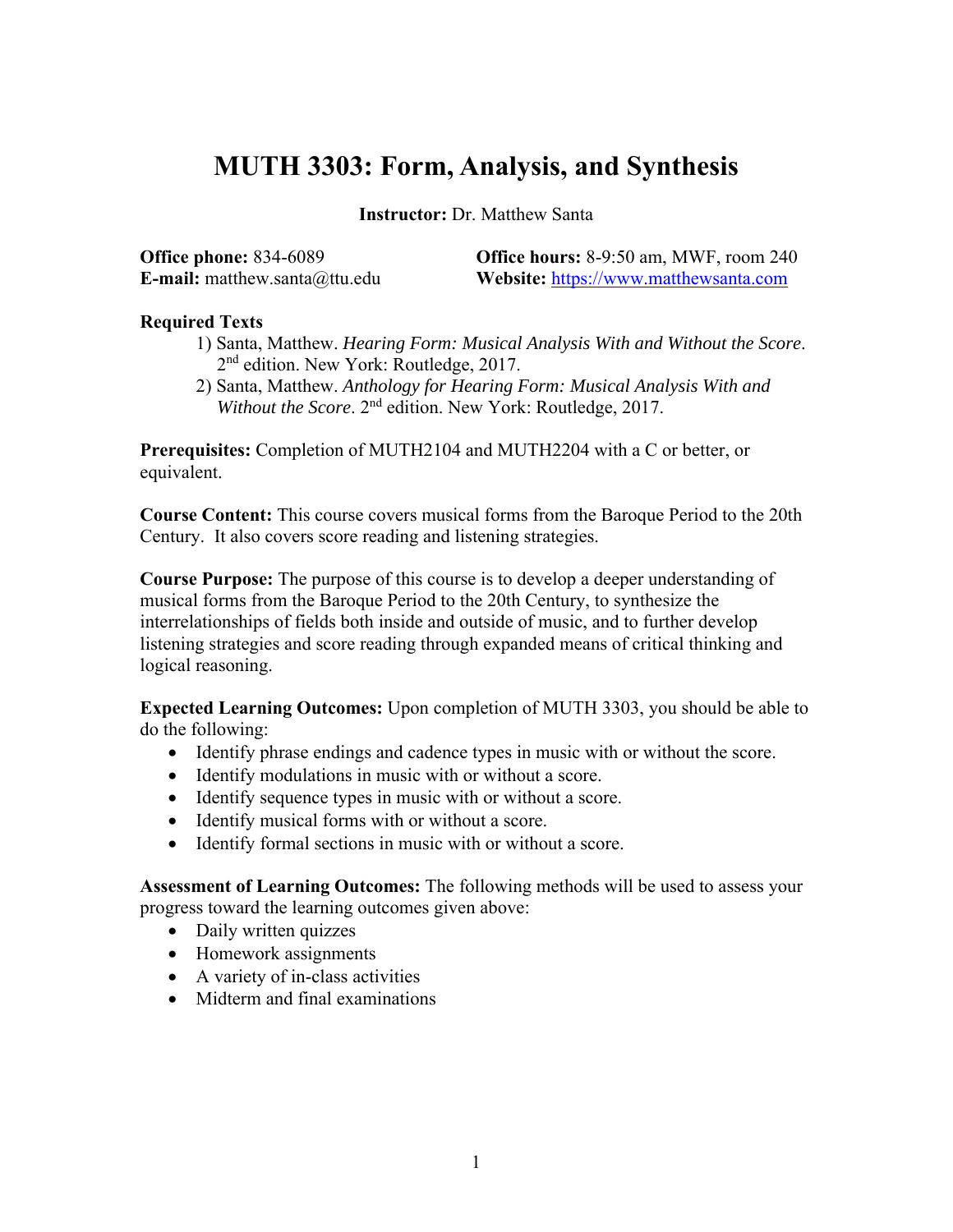# MUTH 3303: Form, Analysis, and Synthesis

**Instructor:** Dr. Matthew Santa

**Office phone:** 834-6089
**E-mail:** matthew.santa@ttu.edu
**Office hours:** 8-9:50 am, MWF, room 240
**Website:** https://www.matthewsanta.com

**Required Texts**

1) Santa, Matthew. *Hearing Form: Musical Analysis With and Without the Score*. 2nd edition. New York: Routledge, 2017.
2) Santa, Matthew. *Anthology for Hearing Form: Musical Analysis With and Without the Score*. 2nd edition. New York: Routledge, 2017.

**Prerequisites:** Completion of MUTH2104 and MUTH2204 with a C or better, or equivalent.

**Course Content:** This course covers musical forms from the Baroque Period to the 20th Century. It also covers score reading and listening strategies.

**Course Purpose:** The purpose of this course is to develop a deeper understanding of musical forms from the Baroque Period to the 20th Century, to synthesize the interrelationships of fields both inside and outside of music, and to further develop listening strategies and score reading through expanded means of critical thinking and logical reasoning.

**Expected Learning Outcomes:** Upon completion of MUTH 3303, you should be able to do the following:

- Identify phrase endings and cadence types in music with or without the score.
- Identify modulations in music with or without a score.
- Identify sequence types in music with or without a score.
- Identify musical forms with or without a score.
- Identify formal sections in music with or without a score.

**Assessment of Learning Outcomes:** The following methods will be used to assess your progress toward the learning outcomes given above:

- Daily written quizzes
- Homework assignments
- A variety of in-class activities
- Midterm and final examinations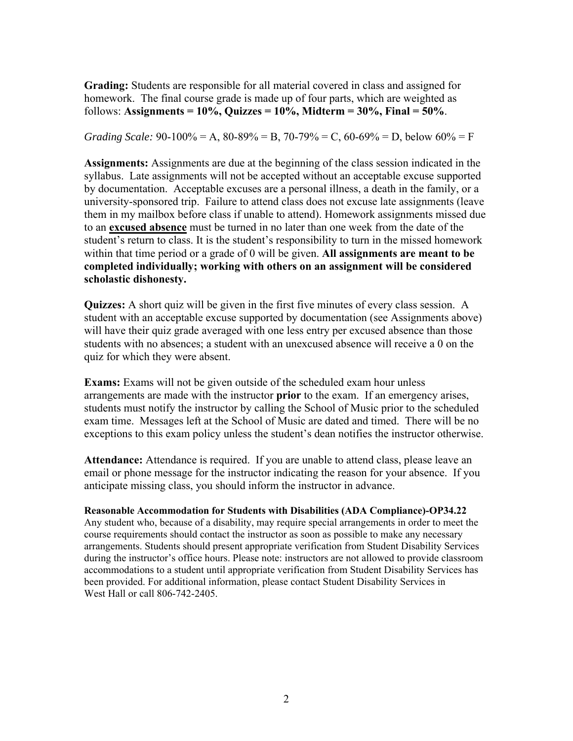**Grading:** Students are responsible for all material covered in class and assigned for homework. The final course grade is made up of four parts, which are weighted as follows: **Assignments = 10%, Quizzes = 10%, Midterm = 30%, Final = 50%**.

*Grading Scale:* 90-100% = A, 80-89% = B, 70-79% = C, 60-69% = D, below 60% = F

**Assignments:** Assignments are due at the beginning of the class session indicated in the syllabus. Late assignments will not be accepted without an acceptable excuse supported by documentation. Acceptable excuses are a personal illness, a death in the family, or a university-sponsored trip. Failure to attend class does not excuse late assignments (leave them in my mailbox before class if unable to attend). Homework assignments missed due to an <u>**excused absence**</u> must be turned in no later than one week from the date of the student's return to class. It is the student's responsibility to turn in the missed homework within that time period or a grade of 0 will be given. **All assignments are meant to be completed individually; working with others on an assignment will be considered scholastic dishonesty.**

**Quizzes:** A short quiz will be given in the first five minutes of every class session. A student with an acceptable excuse supported by documentation (see Assignments above) will have their quiz grade averaged with one less entry per excused absence than those students with no absences; a student with an unexcused absence will receive a 0 on the quiz for which they were absent.

**Exams:** Exams will not be given outside of the scheduled exam hour unless arrangements are made with the instructor **prior** to the exam. If an emergency arises, students must notify the instructor by calling the School of Music prior to the scheduled exam time. Messages left at the School of Music are dated and timed. There will be no exceptions to this exam policy unless the student's dean notifies the instructor otherwise.

**Attendance:** Attendance is required. If you are unable to attend class, please leave an email or phone message for the instructor indicating the reason for your absence. If you anticipate missing class, you should inform the instructor in advance.

**Reasonable Accommodation for Students with Disabilities (ADA Compliance)-OP34.22**
Any student who, because of a disability, may require special arrangements in order to meet the course requirements should contact the instructor as soon as possible to make any necessary arrangements. Students should present appropriate verification from Student Disability Services during the instructor's office hours. Please note: instructors are not allowed to provide classroom accommodations to a student until appropriate verification from Student Disability Services has been provided. For additional information, please contact Student Disability Services in West Hall or call 806-742-2405.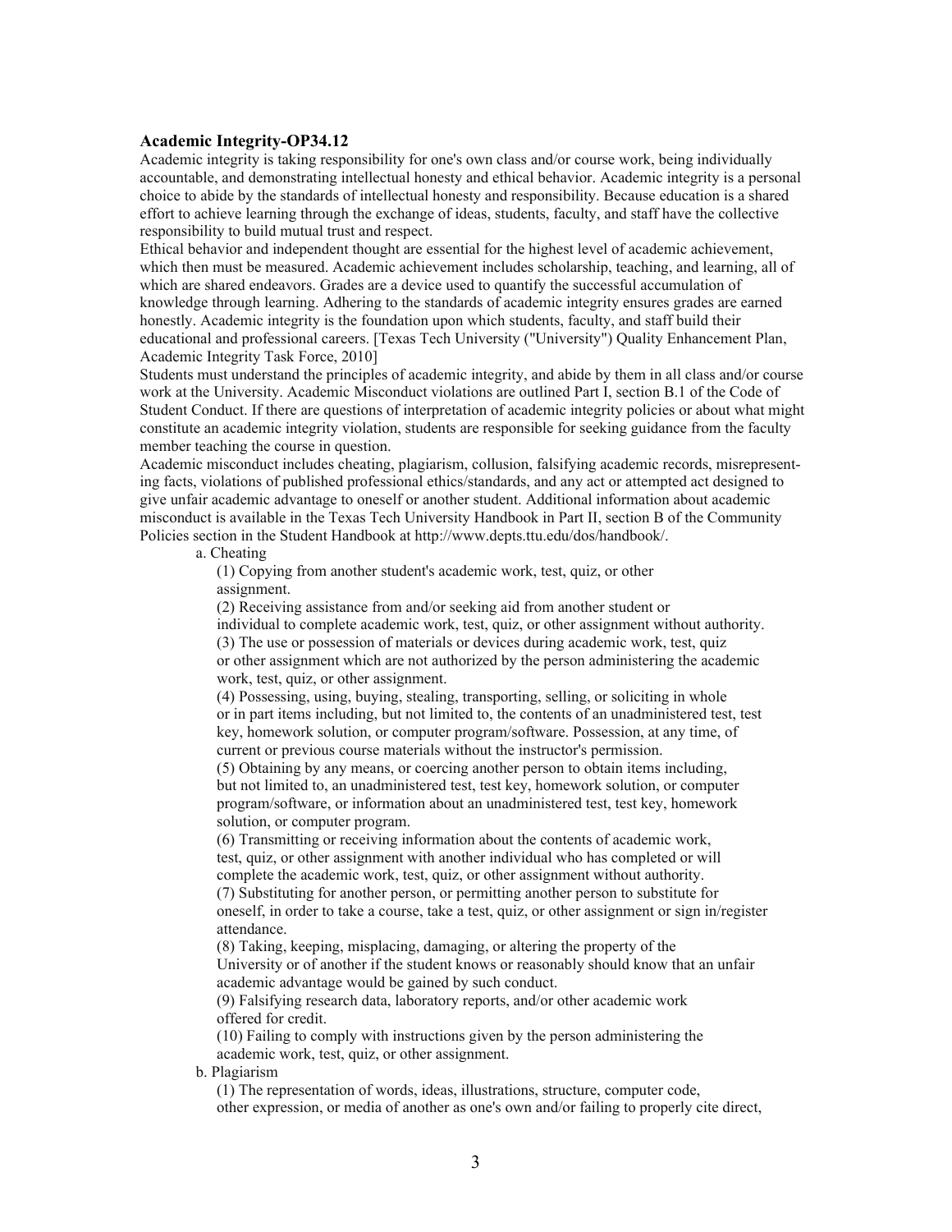**Academic Integrity-OP34.12**

Academic integrity is taking responsibility for one's own class and/or course work, being individually accountable, and demonstrating intellectual honesty and ethical behavior. Academic integrity is a personal choice to abide by the standards of intellectual honesty and responsibility. Because education is a shared effort to achieve learning through the exchange of ideas, students, faculty, and staff have the collective responsibility to build mutual trust and respect.

Ethical behavior and independent thought are essential for the highest level of academic achievement, which then must be measured. Academic achievement includes scholarship, teaching, and learning, all of which are shared endeavors. Grades are a device used to quantify the successful accumulation of knowledge through learning. Adhering to the standards of academic integrity ensures grades are earned honestly. Academic integrity is the foundation upon which students, faculty, and staff build their educational and professional careers. [Texas Tech University ("University") Quality Enhancement Plan, Academic Integrity Task Force, 2010]

Students must understand the principles of academic integrity, and abide by them in all class and/or course work at the University. Academic Misconduct violations are outlined Part I, section B.1 of the Code of Student Conduct. If there are questions of interpretation of academic integrity policies or about what might constitute an academic integrity violation, students are responsible for seeking guidance from the faculty member teaching the course in question.

Academic misconduct includes cheating, plagiarism, collusion, falsifying academic records, misrepresenting facts, violations of published professional ethics/standards, and any act or attempted act designed to give unfair academic advantage to oneself or another student. Additional information about academic misconduct is available in the Texas Tech University Handbook in Part II, section B of the Community Policies section in the Student Handbook at http://www.depts.ttu.edu/dos/handbook/.

a. Cheating

(1) Copying from another student's academic work, test, quiz, or other assignment.

(2) Receiving assistance from and/or seeking aid from another student or individual to complete academic work, test, quiz, or other assignment without authority.

(3) The use or possession of materials or devices during academic work, test, quiz or other assignment which are not authorized by the person administering the academic work, test, quiz, or other assignment.

(4) Possessing, using, buying, stealing, transporting, selling, or soliciting in whole or in part items including, but not limited to, the contents of an unadministered test, test key, homework solution, or computer program/software. Possession, at any time, of current or previous course materials without the instructor's permission.

(5) Obtaining by any means, or coercing another person to obtain items including, but not limited to, an unadministered test, test key, homework solution, or computer program/software, or information about an unadministered test, test key, homework solution, or computer program.

(6) Transmitting or receiving information about the contents of academic work, test, quiz, or other assignment with another individual who has completed or will complete the academic work, test, quiz, or other assignment without authority.

(7) Substituting for another person, or permitting another person to substitute for oneself, in order to take a course, take a test, quiz, or other assignment or sign in/register attendance.

(8) Taking, keeping, misplacing, damaging, or altering the property of the University or of another if the student knows or reasonably should know that an unfair academic advantage would be gained by such conduct.

(9) Falsifying research data, laboratory reports, and/or other academic work offered for credit.

(10) Failing to comply with instructions given by the person administering the academic work, test, quiz, or other assignment.

b. Plagiarism

(1) The representation of words, ideas, illustrations, structure, computer code, other expression, or media of another as one's own and/or failing to properly cite direct,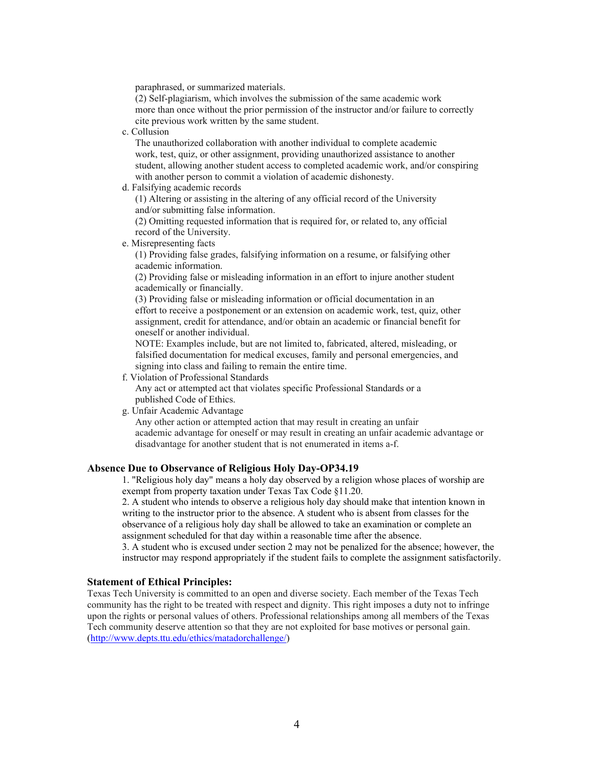paraphrased, or summarized materials.

(2) Self-plagiarism, which involves the submission of the same academic work more than once without the prior permission of the instructor and/or failure to correctly cite previous work written by the same student.

c. Collusion

The unauthorized collaboration with another individual to complete academic work, test, quiz, or other assignment, providing unauthorized assistance to another student, allowing another student access to completed academic work, and/or conspiring with another person to commit a violation of academic dishonesty.

d. Falsifying academic records

(1) Altering or assisting in the altering of any official record of the University and/or submitting false information.

(2) Omitting requested information that is required for, or related to, any official record of the University.

e. Misrepresenting facts

(1) Providing false grades, falsifying information on a resume, or falsifying other academic information.

(2) Providing false or misleading information in an effort to injure another student academically or financially.

(3) Providing false or misleading information or official documentation in an effort to receive a postponement or an extension on academic work, test, quiz, other assignment, credit for attendance, and/or obtain an academic or financial benefit for oneself or another individual.

NOTE: Examples include, but are not limited to, fabricated, altered, misleading, or falsified documentation for medical excuses, family and personal emergencies, and signing into class and failing to remain the entire time.

f. Violation of Professional Standards

Any act or attempted act that violates specific Professional Standards or a published Code of Ethics.

g. Unfair Academic Advantage

Any other action or attempted action that may result in creating an unfair academic advantage for oneself or may result in creating an unfair academic advantage or disadvantage for another student that is not enumerated in items a-f.

### Absence Due to Observance of Religious Holy Day-OP34.19

1. "Religious holy day" means a holy day observed by a religion whose places of worship are exempt from property taxation under Texas Tax Code §11.20.
2. A student who intends to observe a religious holy day should make that intention known in writing to the instructor prior to the absence. A student who is absent from classes for the observance of a religious holy day shall be allowed to take an examination or complete an assignment scheduled for that day within a reasonable time after the absence.
3. A student who is excused under section 2 may not be penalized for the absence; however, the instructor may respond appropriately if the student fails to complete the assignment satisfactorily.

### Statement of Ethical Principles:

Texas Tech University is committed to an open and diverse society. Each member of the Texas Tech community has the right to be treated with respect and dignity. This right imposes a duty not to infringe upon the rights or personal values of others. Professional relationships among all members of the Texas Tech community deserve attention so that they are not exploited for base motives or personal gain. (http://www.depts.ttu.edu/ethics/matadorchallenge/)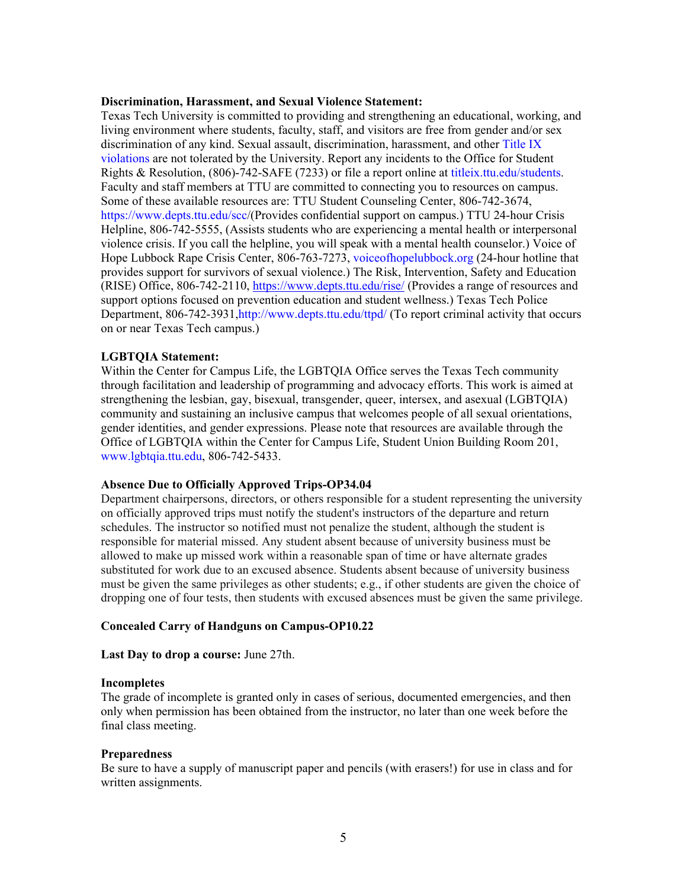**Discrimination, Harassment, and Sexual Violence Statement:**
Texas Tech University is committed to providing and strengthening an educational, working, and living environment where students, faculty, staff, and visitors are free from gender and/or sex discrimination of any kind. Sexual assault, discrimination, harassment, and other Title IX violations are not tolerated by the University. Report any incidents to the Office for Student Rights & Resolution, (806)-742-SAFE (7233) or file a report online at titleix.ttu.edu/students. Faculty and staff members at TTU are committed to connecting you to resources on campus. Some of these available resources are: TTU Student Counseling Center, 806-742-3674, https://www.depts.ttu.edu/scc/(Provides confidential support on campus.) TTU 24-hour Crisis Helpline, 806-742-5555, (Assists students who are experiencing a mental health or interpersonal violence crisis. If you call the helpline, you will speak with a mental health counselor.) Voice of Hope Lubbock Rape Crisis Center, 806-763-7273, voiceofhopelubbock.org (24-hour hotline that provides support for survivors of sexual violence.) The Risk, Intervention, Safety and Education (RISE) Office, 806-742-2110, https://www.depts.ttu.edu/rise/ (Provides a range of resources and support options focused on prevention education and student wellness.) Texas Tech Police Department, 806-742-3931,http://www.depts.ttu.edu/ttpd/ (To report criminal activity that occurs on or near Texas Tech campus.)

**LGBTQIA Statement:**
Within the Center for Campus Life, the LGBTQIA Office serves the Texas Tech community through facilitation and leadership of programming and advocacy efforts. This work is aimed at strengthening the lesbian, gay, bisexual, transgender, queer, intersex, and asexual (LGBTQIA) community and sustaining an inclusive campus that welcomes people of all sexual orientations, gender identities, and gender expressions. Please note that resources are available through the Office of LGBTQIA within the Center for Campus Life, Student Union Building Room 201, www.lgbtqia.ttu.edu, 806-742-5433.

**Absence Due to Officially Approved Trips-OP34.04**
Department chairpersons, directors, or others responsible for a student representing the university on officially approved trips must notify the student's instructors of the departure and return schedules. The instructor so notified must not penalize the student, although the student is responsible for material missed. Any student absent because of university business must be allowed to make up missed work within a reasonable span of time or have alternate grades substituted for work due to an excused absence. Students absent because of university business must be given the same privileges as other students; e.g., if other students are given the choice of dropping one of four tests, then students with excused absences must be given the same privilege.

**Concealed Carry of Handguns on Campus-OP10.22**

**Last Day to drop a course:** June 27th.

**Incompletes**
The grade of incomplete is granted only in cases of serious, documented emergencies, and then only when permission has been obtained from the instructor, no later than one week before the final class meeting.

**Preparedness**
Be sure to have a supply of manuscript paper and pencils (with erasers!) for use in class and for written assignments.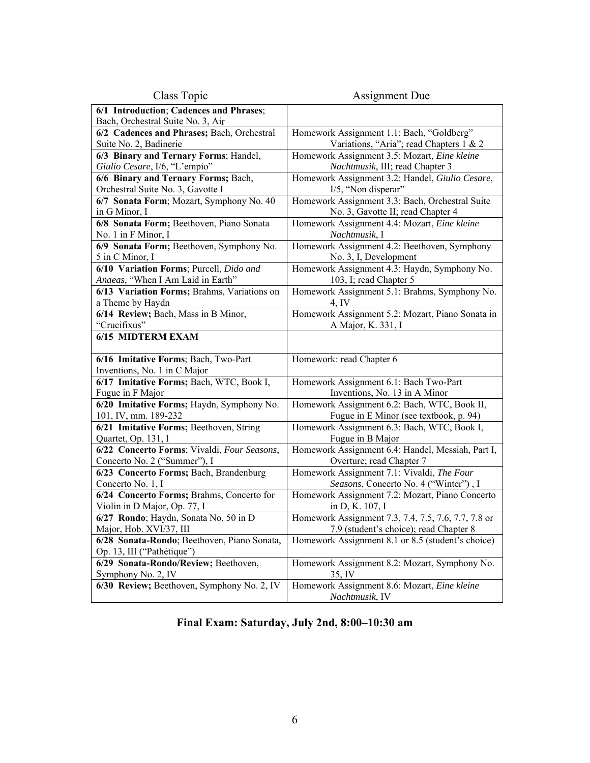| Class Topic | Assignment Due |
|---|---|
| **6/1 Introduction**; **Cadences and Phrases**; Bach, Orchestral Suite No. 3, Air | |
| **6/2 Cadences and Phrases;** Bach, Orchestral Suite No. 2, Badinerie | Homework Assignment 1.1: Bach, "Goldberg" Variations, "Aria"; read Chapters 1 & 2 |
| **6/3 Binary and Ternary Forms**; Handel, *Giulio Cesare*, I/6, "L'empio" | Homework Assignment 3.5: Mozart, *Eine kleine Nachtmusik*, III; read Chapter 3 |
| **6/6 Binary and Ternary Forms;** Bach, Orchestral Suite No. 3, Gavotte I | Homework Assignment 3.2: Handel, *Giulio Cesare*, I/5, "Non disperar" |
| **6/7 Sonata Form**; Mozart, Symphony No. 40 in G Minor, I | Homework Assignment 3.3: Bach, Orchestral Suite No. 3, Gavotte II; read Chapter 4 |
| **6/8 Sonata Form;** Beethoven, Piano Sonata No. 1 in F Minor, I | Homework Assignment 4.4: Mozart, *Eine kleine Nachtmusik*, I |
| **6/9 Sonata Form;** Beethoven, Symphony No. 5 in C Minor, I | Homework Assignment 4.2: Beethoven, Symphony No. 3, I, Development |
| **6/10 Variation Forms**; Purcell, *Dido and Anaeas*, "When I Am Laid in Earth" | Homework Assignment 4.3: Haydn, Symphony No. 103, I; read Chapter 5 |
| **6/13 Variation Forms;** Brahms, Variations on a Theme by Haydn | Homework Assignment 5.1: Brahms, Symphony No. 4, IV |
| **6/14 Review;** Bach, Mass in B Minor, "Crucifixus" | Homework Assignment 5.2: Mozart, Piano Sonata in A Major, K. 331, I |
| **6/15 MIDTERM EXAM** | |
| **6/16 Imitative Forms**; Bach, Two-Part Inventions, No. 1 in C Major | Homework: read Chapter 6 |
| **6/17 Imitative Forms;** Bach, WTC, Book I, Fugue in F Major | Homework Assignment 6.1: Bach Two-Part Inventions, No. 13 in A Minor |
| **6/20 Imitative Forms;** Haydn, Symphony No. 101, IV, mm. 189-232 | Homework Assignment 6.2: Bach, WTC, Book II, Fugue in E Minor (see textbook, p. 94) |
| **6/21 Imitative Forms;** Beethoven, String Quartet, Op. 131, I | Homework Assignment 6.3: Bach, WTC, Book I, Fugue in B Major |
| **6/22 Concerto Forms**; Vivaldi, *Four Seasons*, Concerto No. 2 ("Summer"), I | Homework Assignment 6.4: Handel, Messiah, Part I, Overture; read Chapter 7 |
| **6/23 Concerto Forms;** Bach, Brandenburg Concerto No. 1, I | Homework Assignment 7.1: Vivaldi, *The Four Seasons*, Concerto No. 4 ("Winter") , I |
| **6/24 Concerto Forms;** Brahms, Concerto for Violin in D Major, Op. 77, I | Homework Assignment 7.2: Mozart, Piano Concerto in D, K. 107, I |
| **6/27 Rondo**; Haydn, Sonata No. 50 in D Major, Hob. XVI/37, III | Homework Assignment 7.3, 7.4, 7.5, 7.6, 7.7, 7.8 or 7.9 (student's choice); read Chapter 8 |
| **6/28 Sonata-Rondo**; Beethoven, Piano Sonata, Op. 13, III ("Pathétique") | Homework Assignment 8.1 or 8.5 (student's choice) |
| **6/29 Sonata-Rondo/Review;** Beethoven, Symphony No. 2, IV | Homework Assignment 8.2: Mozart, Symphony No. 35, IV |
| **6/30 Review;** Beethoven, Symphony No. 2, IV | Homework Assignment 8.6: Mozart, *Eine kleine Nachtmusik*, IV |

**Final Exam: Saturday, July 2nd, 8:00–10:30 am**